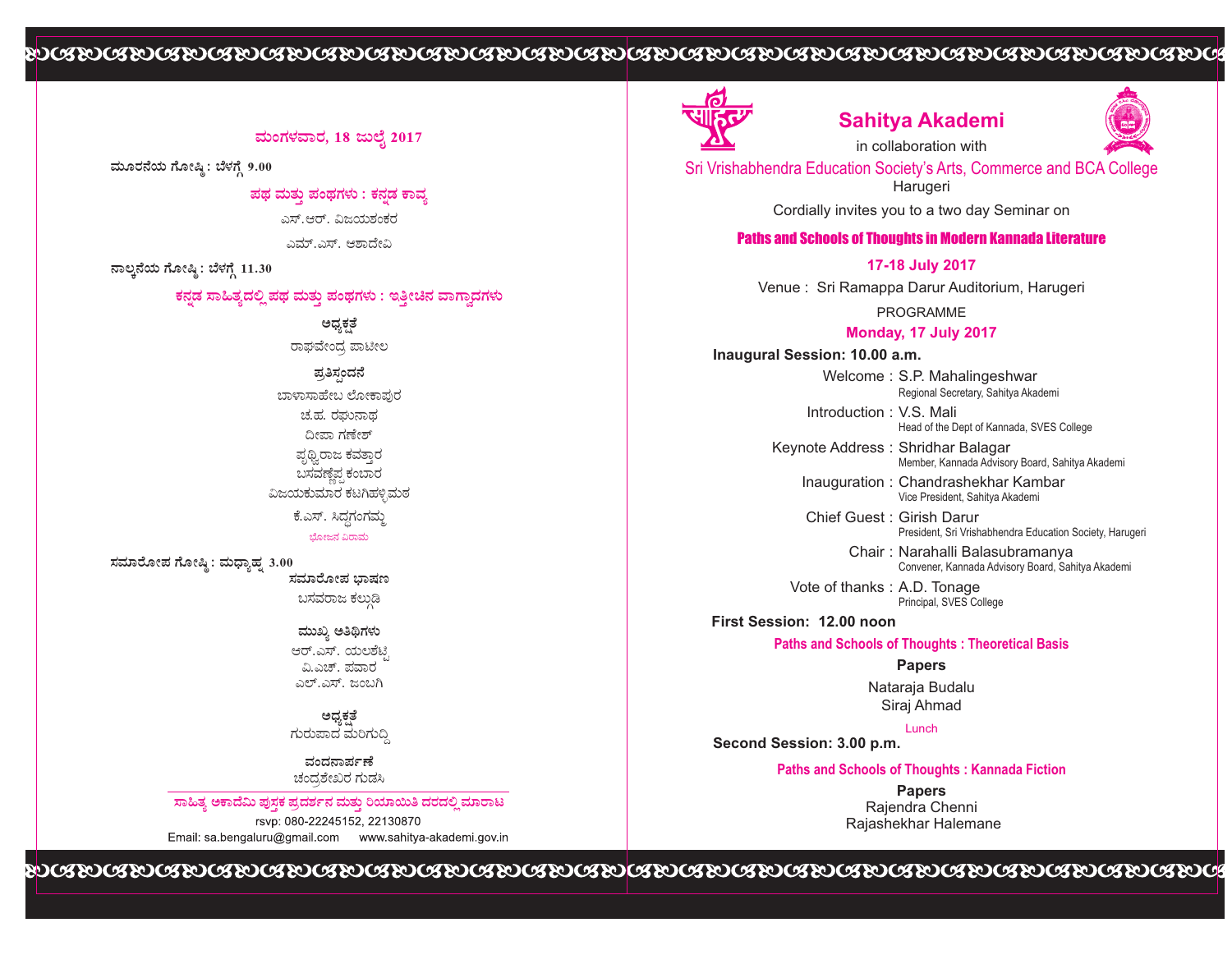## ಮಂಗಳವಾರ, 18 ಜುಲೈ 2017

**ಮೂರನೆಯ ಗೋಷ್ಠಿ : ಬೆಳಗ್ಗೆ 9.00**

**ಪಥ ಮತ್ತು ಪಂಥಗಳು : ಕನ್ನಡ ಕಾವ್ಯ**

ಎಸ್.ಆರ್. ವಿಜಯಶಂಕರ

ಎಮ್.ಎಸ್. ಆಶಾದೇವಿ

**ನಾಲ್ಕನೆಯ ಗೋಷ್ಠಿ : ಬೆಳಗ್ಗೆ 11.30**

**ಕನ್ನಡ ಸಾಹಿತ್ಯದಲ್ಲಿ ಪಥ ಮತ್ತು ಪಂಥಗಳು : ಇತ್ತೀಚಿನ ವಾಗ್ವಾದಗಳು**

**ಅಧ್ಯಕ್ಷತೆ**

ರಾಘವೇಂದ್ರ ಪಾಟೀಲ

**ಪ್ರತಿಸ್ಪಂದನೆ**

ಬಾಳಾಸಾಹೇಬ ಲೋಕಾಪುರ

ಚ.ಹ. ರಘುನಾಥ

ದೀಪಾ ಗಣೇಶ್

ಪೃಥ್ವಿರಾಜ ಕವತ್ತಾರ

ಬಸವಣ್ಣೆಪ್ಪ ಕಂಬಾರ

ವಿಜಯಕುಮಾರ ಕಟಗಿಹಳ್ಳಿಮಠ

ಕೆ.ಎಸ್. ಸಿದ್ಧಗಂಗಮ್ಮ

ಭೋಜನ ವಿರಾಮ

**ಸಮಾರೋಪ ಗೋಷ್ಠಿ : ಮಧ್ಯಾಹ್ನ 3.00**

**ಸಮಾರೋಪ ಭಾಷಣ**

ಬಸವರಾಜ ಕಲ್ಗುಡಿ

**ಮುಖ್ಯ ಅತಿಥಿಗಳು**

ಆರ್.ಎಸ್. ಯಲಶೆಟ್ಟಿ

ವಿ.ಎಚ್. ಪವಾರ

ಎಲ್.ಎಸ್. ಜಂಬಗಿ

**ಅಧ್ಯಕ್ಷತೆ**

ಗುರುಪಾದ ಮರಿಗುದ್ದಿ

**ವಂದನಾರ್ಪಣೆ**

ಚಂದ್ರಶೇಖರ ಗುಡಸಿ

---

**ಸಾಹಿತ್ಯ ಅಕಾದೆಮಿ ಪುಸ್ತಕ ಪ್ರದರ್ಶನ ಮತ್ತು ರಿಯಾಯಿತಿ ದರದಲ್ಲಿ ಮಾರಾಟ**

rsvp: 080-22245152, 22130870

Email: sa.bengaluru@gmail.com www.sahitya-akademi.gov.in

---

# Sahitya Akademi

in collaboration with

Sri Vrishabhendra Education Society's Arts, Commerce and BCA College

Harugeri

Cordially invites you to a two day Seminar on

## Paths and Schools of Thoughts in Modern Kannada Literature

**17-18 July 2017**

Venue : Sri Ramappa Darur Auditorium, Harugeri

PROGRAMME

## Monday, 17 July 2017

**Inaugural Session: 10.00 a.m.**

Welcome : S.P. Mahalingeshwar
Regional Secretary, Sahitya Akademi

Introduction : V.S. Mali
Head of the Dept of Kannada, SVES College

Keynote Address : Shridhar Balagar
Member, Kannada Advisory Board, Sahitya Akademi

Inauguration : Chandrashekhar Kambar
Vice President, Sahitya Akademi

Chief Guest : Girish Darur
President, Sri Vrishabhendra Education Society, Harugeri

Chair : Narahalli Balasubramanya
Convener, Kannada Advisory Board, Sahitya Akademi

Vote of thanks : A.D. Tonage
Principal, SVES College

**First Session: 12.00 noon**

**Paths and Schools of Thoughts : Theoretical Basis**

**Papers**

Nataraja Budalu

Siraj Ahmad

Lunch

**Second Session: 3.00 p.m.**

**Paths and Schools of Thoughts : Kannada Fiction**

**Papers**

Rajendra Chenni

Rajashekhar Halemane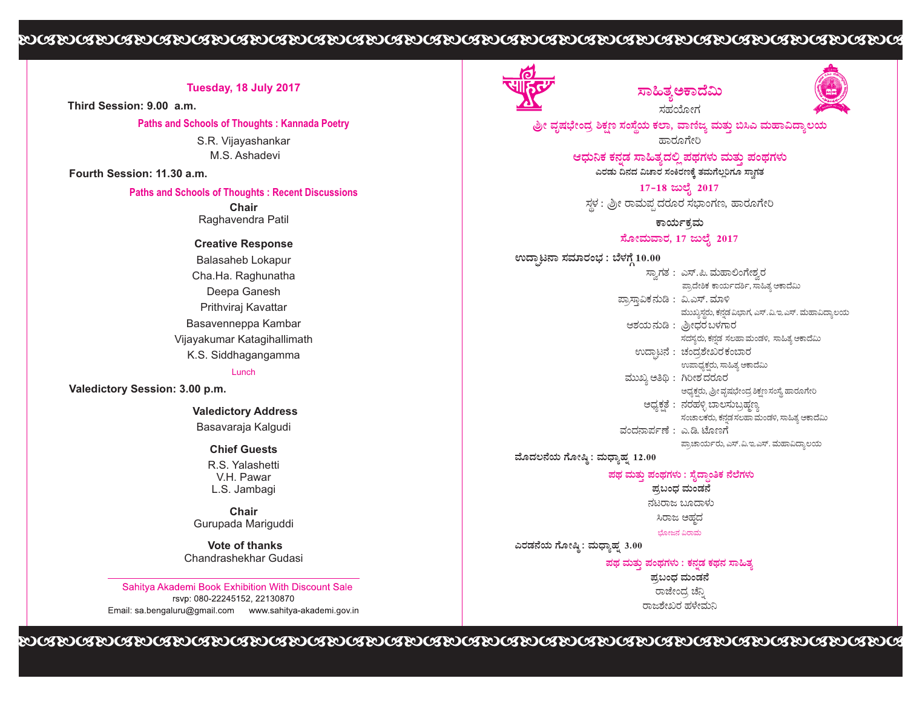## Tuesday, 18 July 2017

**Third Session: 9.00 a.m.**

**Paths and Schools of Thoughts : Kannada Poetry**

S.R. Vijayashankar
M.S. Ashadevi

**Fourth Session: 11.30 a.m.**

**Paths and Schools of Thoughts : Recent Discussions**

**Chair**
Raghavendra Patil

**Creative Response**

Balasaheb Lokapur
Cha.Ha. Raghunatha
Deepa Ganesh
Prithviraj Kavattar
Basavenneppa Kambar
Vijayakumar Katagihallimath
K.S. Siddhagangamma

Lunch

**Valedictory Session: 3.00 p.m.**

**Valedictory Address**
Basavaraja Kalgudi

**Chief Guests**
R.S. Yalashetti
V.H. Pawar
L.S. Jambagi

**Chair**
Gurupada Mariguddi

**Vote of thanks**
Chandrashekhar Gudasi

Sahitya Akademi Book Exhibition With Discount Sale
rsvp: 080-22245152, 22130870
Email: sa.bengaluru@gmail.com  www.sahitya-akademi.gov.in

---

# ಸಾಹಿತ್ಯ ಅಕಾದೆಮಿ

ಸಹಯೋಗ

**ಶ್ರೀ ವೃಷಭೇಂದ್ರ ಶಿಕ್ಷಣ ಸಂಸ್ಥೆಯ ಕಲಾ, ವಾಣಿಜ್ಯ ಮತ್ತು ಬಿಸಿಎ ಮಹಾವಿದ್ಯಾಲಯ**

ಹಾರೂಗೇರಿ

## ಆಧುನಿಕ ಕನ್ನಡ ಸಾಹಿತ್ಯದಲ್ಲಿ ಪಥಗಳು ಮತ್ತು ಪಂಥಗಳು

**ಎರಡು ದಿನದ ವಿಚಾರ ಸಂಕಿರಣಕ್ಕೆ ತಮಗೆಲ್ಲರಿಗೂ ಸ್ವಾಗತ**

**17-18 ಜುಲೈ 2017**

ಸ್ಥಳ : ಶ್ರೀ ರಾಮಪ್ಪ ದರೂರ ಸಭಾಂಗಣ, ಹಾರೂಗೇರಿ

**ಕಾರ್ಯಕ್ರಮ**

**ಸೋಮವಾರ, 17 ಜುಲೈ 2017**

**ಉದ್ಘಾಟನಾ ಸಮಾರಂಭ : ಬೆಳಗ್ಗೆ 10.00**

ಸ್ವಾಗತ : ಎಸ್.ಪಿ. ಮಹಾಲಿಂಗೇಶ್ವರ
ಪ್ರಾದೇಶಿಕ ಕಾರ್ಯದರ್ಶಿ, ಸಾಹಿತ್ಯ ಅಕಾದೆಮಿ

ಪ್ರಾಸ್ತಾವಿಕ ನುಡಿ : ವಿ.ಎಸ್. ಮಾಳಿ
ಮುಖ್ಯಸ್ಥರು, ಕನ್ನಡ ವಿಭಾಗ, ಎಸ್.ವಿ.ಇ.ಎಸ್. ಮಹಾವಿದ್ಯಾಲಯ

ಆಶಯ ನುಡಿ : ಶ್ರೀಧರ ಬಳಗಾರ
ಸದಸ್ಯರು, ಕನ್ನಡ ಸಲಹಾ ಮಂಡಳಿ, ಸಾಹಿತ್ಯ ಅಕಾದೆಮಿ

ಉದ್ಘಾಟನೆ : ಚಂದ್ರಶೇಖರ ಕಂಬಾರ
ಉಪಾಧ್ಯಕ್ಷರು, ಸಾಹಿತ್ಯ ಅಕಾದೆಮಿ

ಮುಖ್ಯ ಅತಿಥಿ : ಗಿರೀಶ ದರೂರ
ಅಧ್ಯಕ್ಷರು, ಶ್ರೀ ವೃಷಭೇಂದ್ರ ಶಿಕ್ಷಣ ಸಂಸ್ಥೆ ಹಾರೂಗೇರಿ

ಅಧ್ಯಕ್ಷತೆ : ನರಹಳ್ಳಿ ಬಾಲಸುಬ್ರಹ್ಮಣ್ಯ
ಸಂಚಾಲಕರು, ಕನ್ನಡ ಸಲಹಾ ಮಂಡಳಿ, ಸಾಹಿತ್ಯ ಅಕಾದೆಮಿ

ವಂದನಾರ್ಪಣೆ : ಎ.ಡಿ. ಟೋಣಗೆ
ಪ್ರಾಚಾರ್ಯರು, ಎಸ್.ವಿ.ಇ.ಎಸ್. ಮಹಾವಿದ್ಯಾಲಯ

**ಮೊದಲನೆಯ ಗೋಷ್ಠಿ : ಮಧ್ಯಾಹ್ನ 12.00**

**ಪಥ ಮತ್ತು ಪಂಥಗಳು : ಸೈದ್ಧಾಂತಿಕ ನೆಲೆಗಳು**

**ಪ್ರಬಂಧ ಮಂಡನೆ**

ನಟರಾಜ ಬೂದಾಳು
ಸಿರಾಜ ಅಹ್ಮದ

ಭೋಜನ ವಿರಾಮ

**ಎರಡನೆಯ ಗೋಷ್ಠಿ : ಮಧ್ಯಾಹ್ನ 3.00**

**ಪಥ ಮತ್ತು ಪಂಥಗಳು : ಕನ್ನಡ ಕಥನ ಸಾಹಿತ್ಯ**

**ಪ್ರಬಂಧ ಮಂಡನೆ**

ರಾಜೇಂದ್ರ ಚೆನ್ನಿ
ರಾಜಶೇಖರ ಹಳೇಮನಿ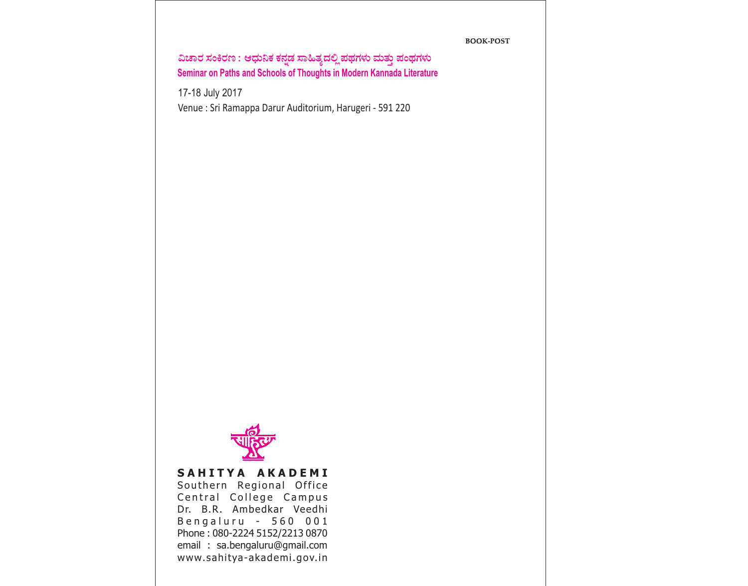BOOK-POST

**ವಿಚಾರ ಸಂಕಿರಣ : ಆಧುನಿಕ ಕನ್ನಡ ಸಾಹಿತ್ಯದಲ್ಲಿ ಪಥಗಳು ಮತ್ತು ಪಂಥಗಳು**

**Seminar on Paths and Schools of Thoughts in Modern Kannada Literature**

17-18 July 2017

Venue : Sri Ramappa Darur Auditorium, Harugeri - 591 220

**SAHITYA AKADEMI**

Southern Regional Office
Central College Campus
Dr. B.R. Ambedkar Veedhi
Bengaluru - 560 001
Phone : 080-2224 5152/2213 0870
email : sa.bengaluru@gmail.com
www.sahitya-akademi.gov.in